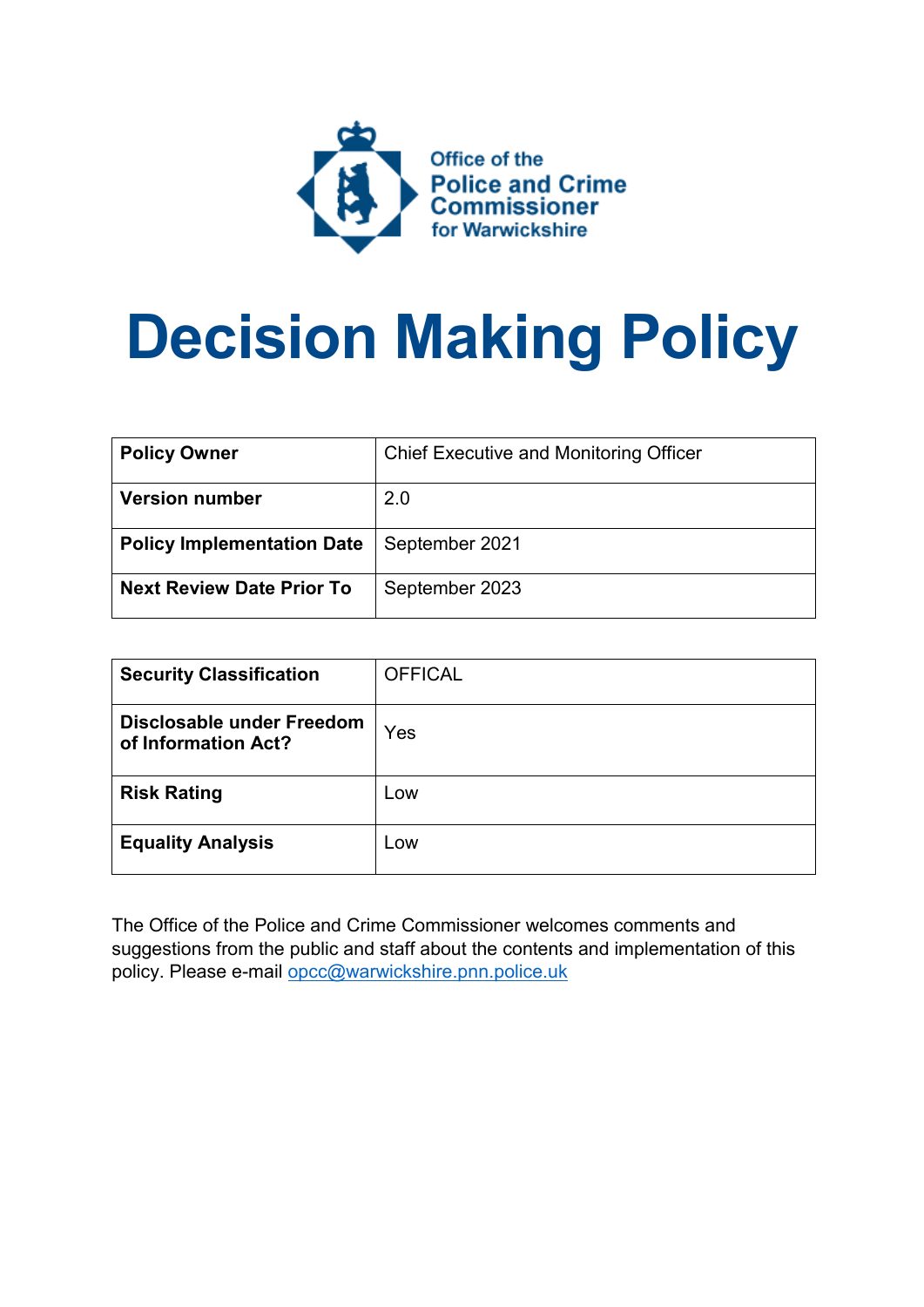Office of the
Police and Crime
Commissioner
for Warwickshire

# Decision Making Policy

| **Policy Owner** | Chief Executive and Monitoring Officer |
| --- | --- |
| **Version number** | 2.0 |
| **Policy Implementation Date** | September 2021 |
| **Next Review Date Prior To** | September 2023 |

| **Security Classification** | OFFICAL |
| --- | --- |
| **Disclosable under Freedom of Information Act?** | Yes |
| **Risk Rating** | Low |
| **Equality Analysis** | Low |

The Office of the Police and Crime Commissioner welcomes comments and suggestions from the public and staff about the contents and implementation of this policy. Please e-mail opcc@warwickshire.pnn.police.uk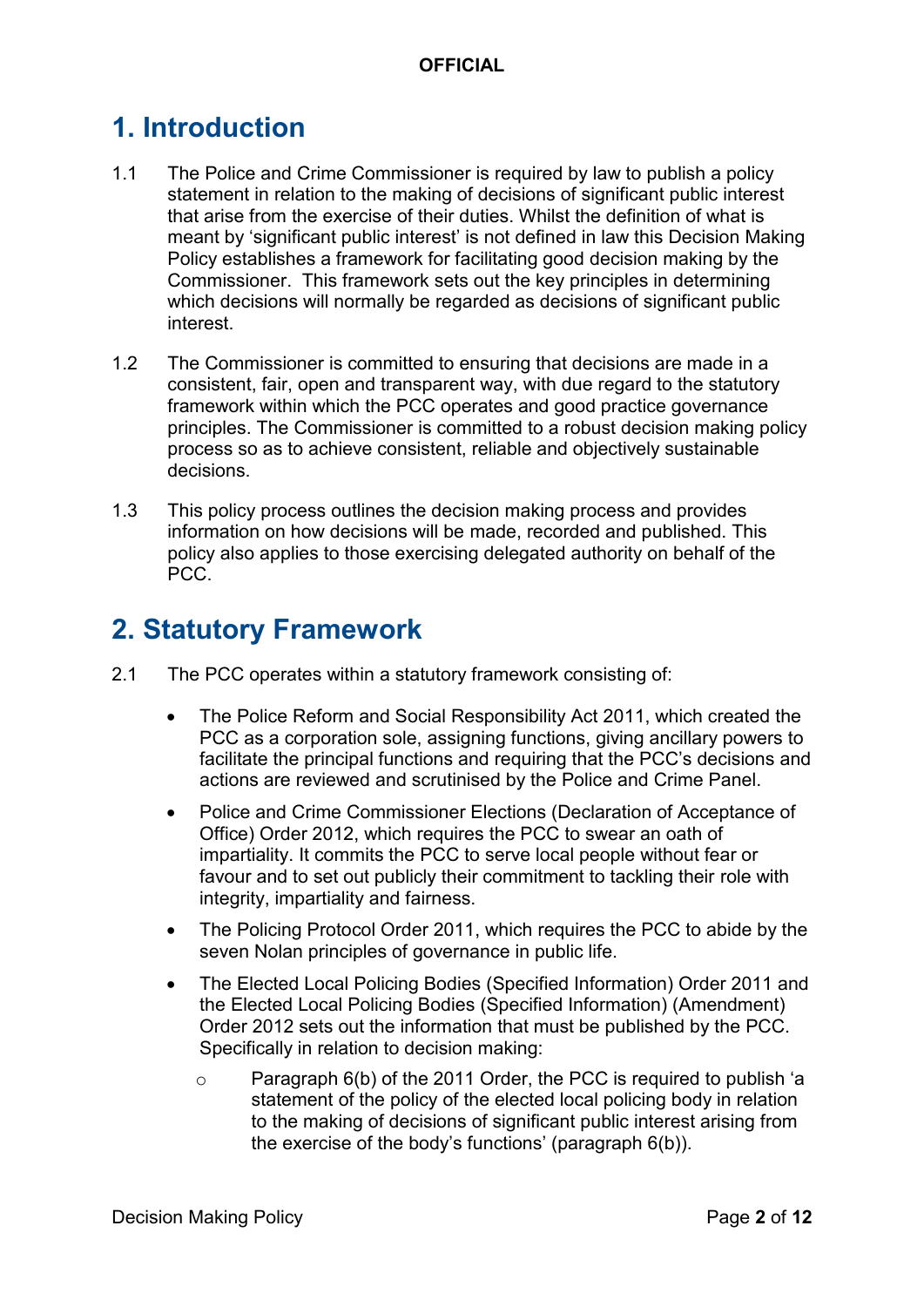# 1. Introduction

1.1 The Police and Crime Commissioner is required by law to publish a policy statement in relation to the making of decisions of significant public interest that arise from the exercise of their duties. Whilst the definition of what is meant by 'significant public interest' is not defined in law this Decision Making Policy establishes a framework for facilitating good decision making by the Commissioner. This framework sets out the key principles in determining which decisions will normally be regarded as decisions of significant public interest.

1.2 The Commissioner is committed to ensuring that decisions are made in a consistent, fair, open and transparent way, with due regard to the statutory framework within which the PCC operates and good practice governance principles. The Commissioner is committed to a robust decision making policy process so as to achieve consistent, reliable and objectively sustainable decisions.

1.3 This policy process outlines the decision making process and provides information on how decisions will be made, recorded and published. This policy also applies to those exercising delegated authority on behalf of the PCC.

# 2. Statutory Framework

2.1 The PCC operates within a statutory framework consisting of:

- The Police Reform and Social Responsibility Act 2011, which created the PCC as a corporation sole, assigning functions, giving ancillary powers to facilitate the principal functions and requiring that the PCC's decisions and actions are reviewed and scrutinised by the Police and Crime Panel.
- Police and Crime Commissioner Elections (Declaration of Acceptance of Office) Order 2012, which requires the PCC to swear an oath of impartiality. It commits the PCC to serve local people without fear or favour and to set out publicly their commitment to tackling their role with integrity, impartiality and fairness.
- The Policing Protocol Order 2011, which requires the PCC to abide by the seven Nolan principles of governance in public life.
- The Elected Local Policing Bodies (Specified Information) Order 2011 and the Elected Local Policing Bodies (Specified Information) (Amendment) Order 2012 sets out the information that must be published by the PCC. Specifically in relation to decision making:
    - Paragraph 6(b) of the 2011 Order, the PCC is required to publish 'a statement of the policy of the elected local policing body in relation to the making of decisions of significant public interest arising from the exercise of the body's functions' (paragraph 6(b)).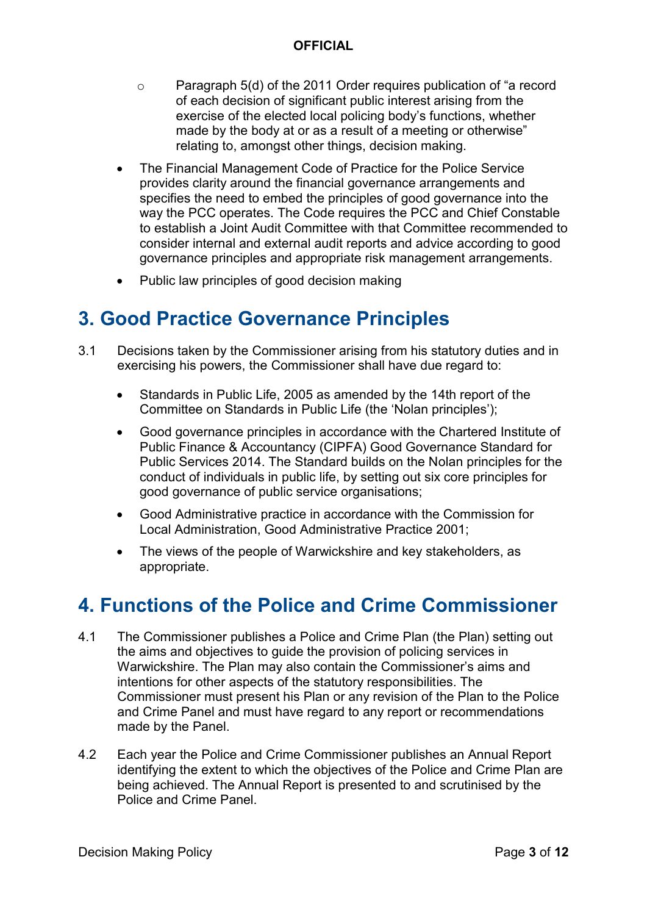- Paragraph 5(d) of the 2011 Order requires publication of "a record of each decision of significant public interest arising from the exercise of the elected local policing body's functions, whether made by the body at or as a result of a meeting or otherwise" relating to, amongst other things, decision making.

- The Financial Management Code of Practice for the Police Service provides clarity around the financial governance arrangements and specifies the need to embed the principles of good governance into the way the PCC operates. The Code requires the PCC and Chief Constable to establish a Joint Audit Committee with that Committee recommended to consider internal and external audit reports and advice according to good governance principles and appropriate risk management arrangements.

- Public law principles of good decision making

## 3. Good Practice Governance Principles

3.1 Decisions taken by the Commissioner arising from his statutory duties and in exercising his powers, the Commissioner shall have due regard to:

- Standards in Public Life, 2005 as amended by the 14th report of the Committee on Standards in Public Life (the 'Nolan principles');

- Good governance principles in accordance with the Chartered Institute of Public Finance & Accountancy (CIPFA) Good Governance Standard for Public Services 2014. The Standard builds on the Nolan principles for the conduct of individuals in public life, by setting out six core principles for good governance of public service organisations;

- Good Administrative practice in accordance with the Commission for Local Administration, Good Administrative Practice 2001;

- The views of the people of Warwickshire and key stakeholders, as appropriate.

## 4. Functions of the Police and Crime Commissioner

4.1 The Commissioner publishes a Police and Crime Plan (the Plan) setting out the aims and objectives to guide the provision of policing services in Warwickshire. The Plan may also contain the Commissioner's aims and intentions for other aspects of the statutory responsibilities. The Commissioner must present his Plan or any revision of the Plan to the Police and Crime Panel and must have regard to any report or recommendations made by the Panel.

4.2 Each year the Police and Crime Commissioner publishes an Annual Report identifying the extent to which the objectives of the Police and Crime Plan are being achieved. The Annual Report is presented to and scrutinised by the Police and Crime Panel.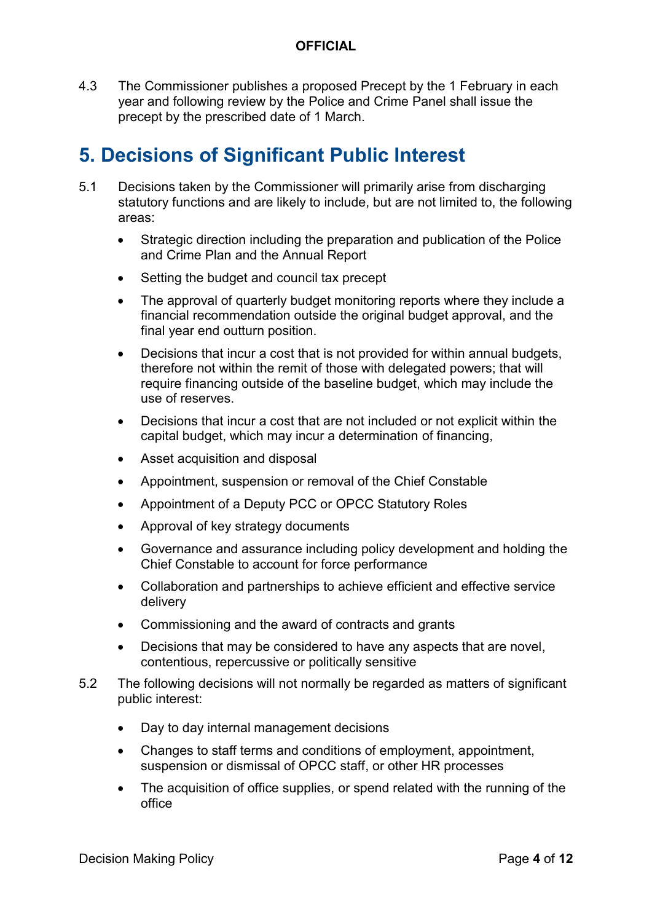4.3 The Commissioner publishes a proposed Precept by the 1 February in each year and following review by the Police and Crime Panel shall issue the precept by the prescribed date of 1 March.

# 5. Decisions of Significant Public Interest

5.1 Decisions taken by the Commissioner will primarily arise from discharging statutory functions and are likely to include, but are not limited to, the following areas:

- Strategic direction including the preparation and publication of the Police and Crime Plan and the Annual Report
- Setting the budget and council tax precept
- The approval of quarterly budget monitoring reports where they include a financial recommendation outside the original budget approval, and the final year end outturn position.
- Decisions that incur a cost that is not provided for within annual budgets, therefore not within the remit of those with delegated powers; that will require financing outside of the baseline budget, which may include the use of reserves.
- Decisions that incur a cost that are not included or not explicit within the capital budget, which may incur a determination of financing,
- Asset acquisition and disposal
- Appointment, suspension or removal of the Chief Constable
- Appointment of a Deputy PCC or OPCC Statutory Roles
- Approval of key strategy documents
- Governance and assurance including policy development and holding the Chief Constable to account for force performance
- Collaboration and partnerships to achieve efficient and effective service delivery
- Commissioning and the award of contracts and grants
- Decisions that may be considered to have any aspects that are novel, contentious, repercussive or politically sensitive

5.2 The following decisions will not normally be regarded as matters of significant public interest:

- Day to day internal management decisions
- Changes to staff terms and conditions of employment, appointment, suspension or dismissal of OPCC staff, or other HR processes
- The acquisition of office supplies, or spend related with the running of the office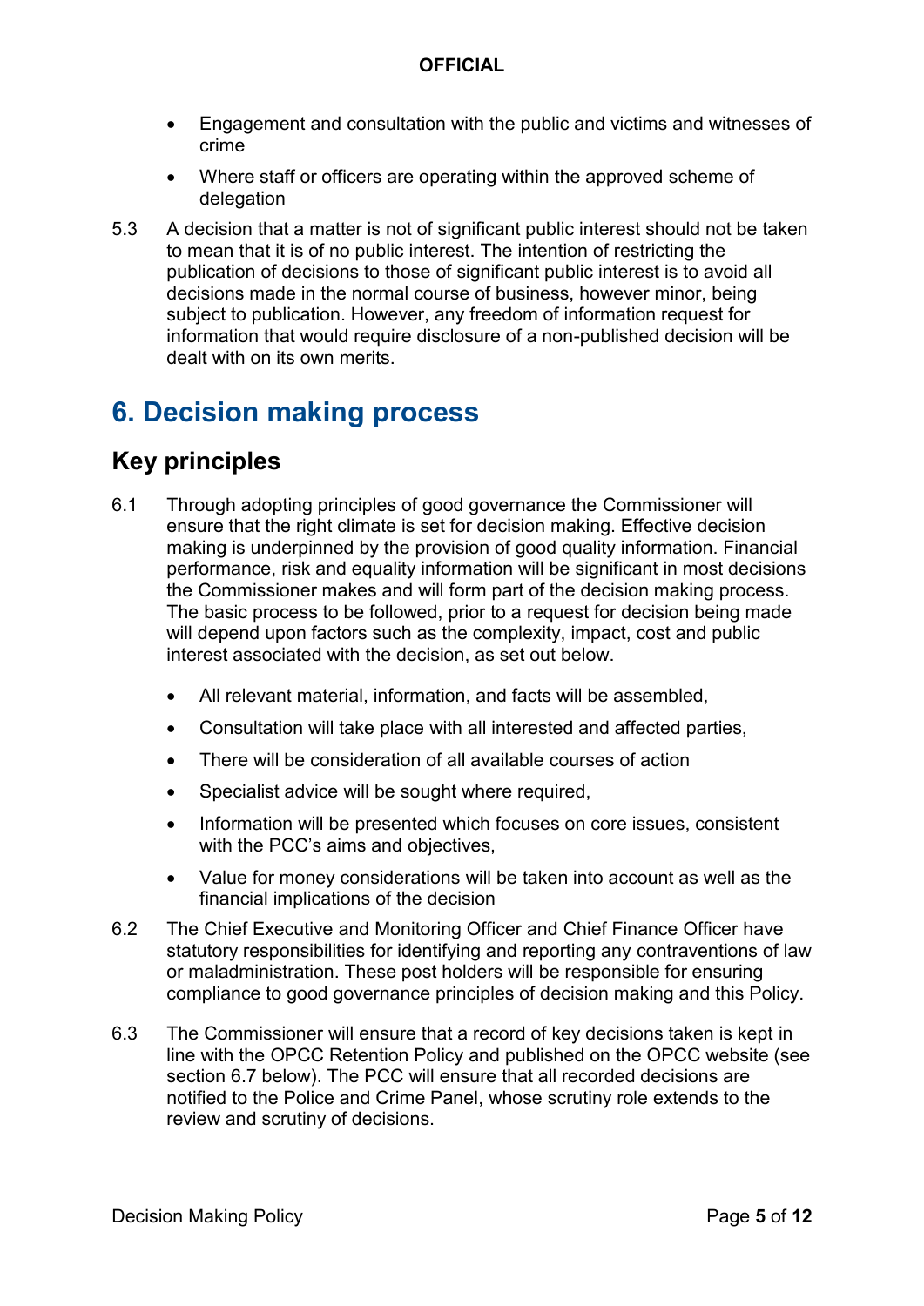- Engagement and consultation with the public and victims and witnesses of crime
- Where staff or officers are operating within the approved scheme of delegation

5.3 A decision that a matter is not of significant public interest should not be taken to mean that it is of no public interest. The intention of restricting the publication of decisions to those of significant public interest is to avoid all decisions made in the normal course of business, however minor, being subject to publication. However, any freedom of information request for information that would require disclosure of a non-published decision will be dealt with on its own merits.

# 6. Decision making process

## Key principles

6.1 Through adopting principles of good governance the Commissioner will ensure that the right climate is set for decision making. Effective decision making is underpinned by the provision of good quality information. Financial performance, risk and equality information will be significant in most decisions the Commissioner makes and will form part of the decision making process. The basic process to be followed, prior to a request for decision being made will depend upon factors such as the complexity, impact, cost and public interest associated with the decision, as set out below.

- All relevant material, information, and facts will be assembled,
- Consultation will take place with all interested and affected parties,
- There will be consideration of all available courses of action
- Specialist advice will be sought where required,
- Information will be presented which focuses on core issues, consistent with the PCC's aims and objectives,
- Value for money considerations will be taken into account as well as the financial implications of the decision

6.2 The Chief Executive and Monitoring Officer and Chief Finance Officer have statutory responsibilities for identifying and reporting any contraventions of law or maladministration. These post holders will be responsible for ensuring compliance to good governance principles of decision making and this Policy.

6.3 The Commissioner will ensure that a record of key decisions taken is kept in line with the OPCC Retention Policy and published on the OPCC website (see section 6.7 below). The PCC will ensure that all recorded decisions are notified to the Police and Crime Panel, whose scrutiny role extends to the review and scrutiny of decisions.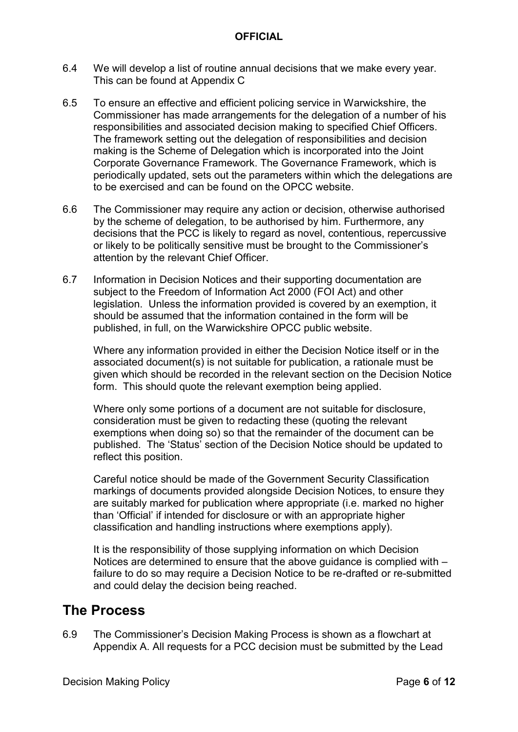6.4 We will develop a list of routine annual decisions that we make every year. This can be found at Appendix C

6.5 To ensure an effective and efficient policing service in Warwickshire, the Commissioner has made arrangements for the delegation of a number of his responsibilities and associated decision making to specified Chief Officers. The framework setting out the delegation of responsibilities and decision making is the Scheme of Delegation which is incorporated into the Joint Corporate Governance Framework. The Governance Framework, which is periodically updated, sets out the parameters within which the delegations are to be exercised and can be found on the OPCC website.

6.6 The Commissioner may require any action or decision, otherwise authorised by the scheme of delegation, to be authorised by him. Furthermore, any decisions that the PCC is likely to regard as novel, contentious, repercussive or likely to be politically sensitive must be brought to the Commissioner's attention by the relevant Chief Officer.

6.7 Information in Decision Notices and their supporting documentation are subject to the Freedom of Information Act 2000 (FOI Act) and other legislation. Unless the information provided is covered by an exemption, it should be assumed that the information contained in the form will be published, in full, on the Warwickshire OPCC public website.

Where any information provided in either the Decision Notice itself or in the associated document(s) is not suitable for publication, a rationale must be given which should be recorded in the relevant section on the Decision Notice form. This should quote the relevant exemption being applied.

Where only some portions of a document are not suitable for disclosure, consideration must be given to redacting these (quoting the relevant exemptions when doing so) so that the remainder of the document can be published. The 'Status' section of the Decision Notice should be updated to reflect this position.

Careful notice should be made of the Government Security Classification markings of documents provided alongside Decision Notices, to ensure they are suitably marked for publication where appropriate (i.e. marked no higher than 'Official' if intended for disclosure or with an appropriate higher classification and handling instructions where exemptions apply).

It is the responsibility of those supplying information on which Decision Notices are determined to ensure that the above guidance is complied with – failure to do so may require a Decision Notice to be re-drafted or re-submitted and could delay the decision being reached.

## The Process

6.9 The Commissioner's Decision Making Process is shown as a flowchart at Appendix A. All requests for a PCC decision must be submitted by the Lead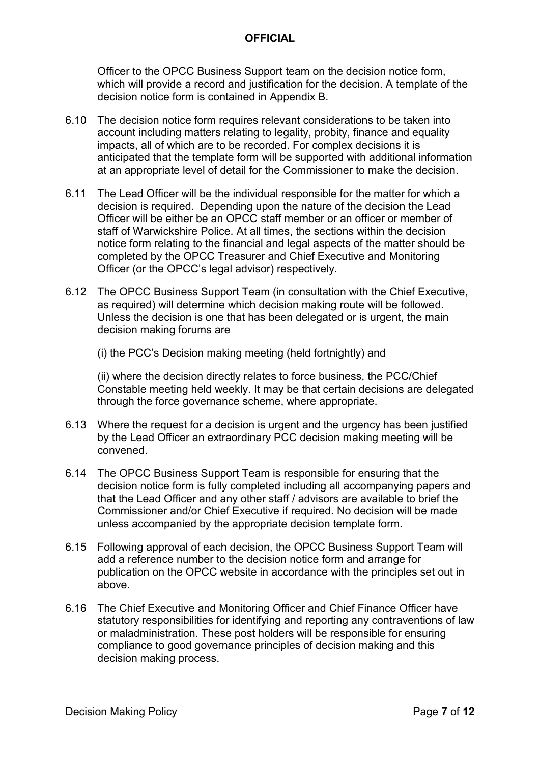Officer to the OPCC Business Support team on the decision notice form, which will provide a record and justification for the decision. A template of the decision notice form is contained in Appendix B.

6.10 The decision notice form requires relevant considerations to be taken into account including matters relating to legality, probity, finance and equality impacts, all of which are to be recorded. For complex decisions it is anticipated that the template form will be supported with additional information at an appropriate level of detail for the Commissioner to make the decision.

6.11 The Lead Officer will be the individual responsible for the matter for which a decision is required. Depending upon the nature of the decision the Lead Officer will be either be an OPCC staff member or an officer or member of staff of Warwickshire Police. At all times, the sections within the decision notice form relating to the financial and legal aspects of the matter should be completed by the OPCC Treasurer and Chief Executive and Monitoring Officer (or the OPCC's legal advisor) respectively.

6.12 The OPCC Business Support Team (in consultation with the Chief Executive, as required) will determine which decision making route will be followed. Unless the decision is one that has been delegated or is urgent, the main decision making forums are

(i) the PCC's Decision making meeting (held fortnightly) and

(ii) where the decision directly relates to force business, the PCC/Chief Constable meeting held weekly. It may be that certain decisions are delegated through the force governance scheme, where appropriate.

6.13 Where the request for a decision is urgent and the urgency has been justified by the Lead Officer an extraordinary PCC decision making meeting will be convened.

6.14 The OPCC Business Support Team is responsible for ensuring that the decision notice form is fully completed including all accompanying papers and that the Lead Officer and any other staff / advisors are available to brief the Commissioner and/or Chief Executive if required. No decision will be made unless accompanied by the appropriate decision template form.

6.15 Following approval of each decision, the OPCC Business Support Team will add a reference number to the decision notice form and arrange for publication on the OPCC website in accordance with the principles set out in above.

6.16 The Chief Executive and Monitoring Officer and Chief Finance Officer have statutory responsibilities for identifying and reporting any contraventions of law or maladministration. These post holders will be responsible for ensuring compliance to good governance principles of decision making and this decision making process.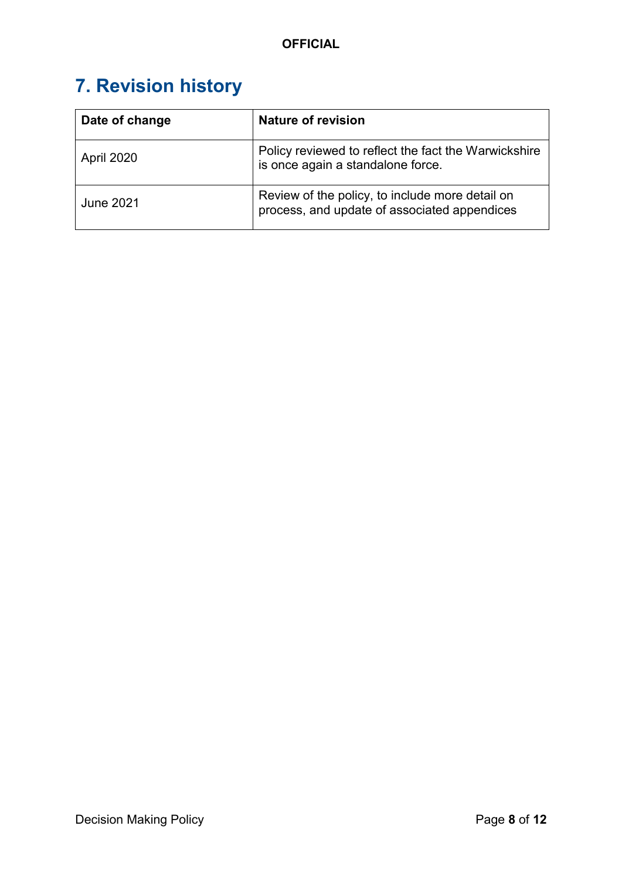# 7. Revision history

| Date of change | Nature of revision |
|---|---|
| April 2020 | Policy reviewed to reflect the fact the Warwickshire is once again a standalone force. |
| June 2021 | Review of the policy, to include more detail on process, and update of associated appendices |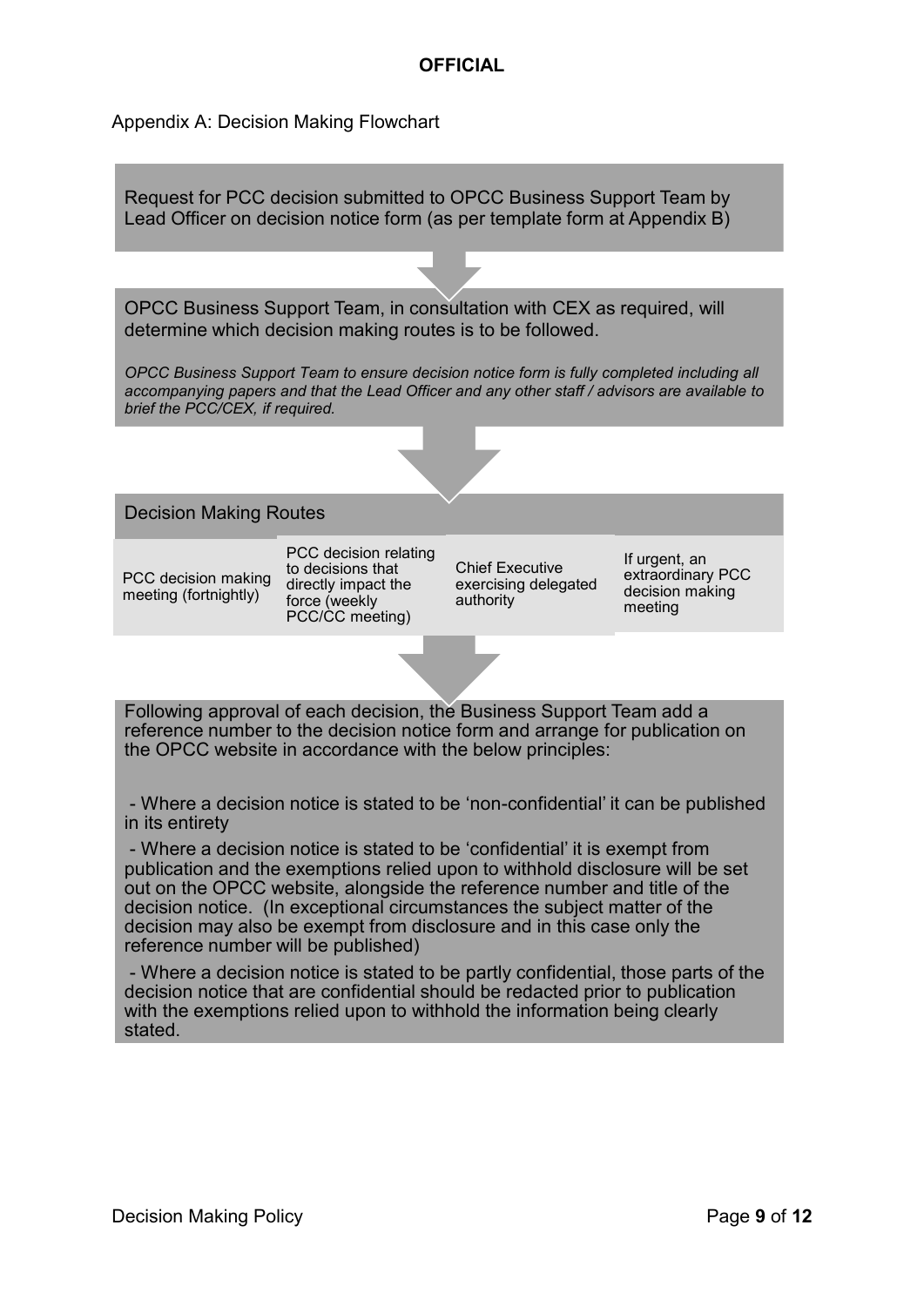Appendix A: Decision Making Flowchart

Request for PCC decision submitted to OPCC Business Support Team by Lead Officer on decision notice form (as per template form at Appendix B)

OPCC Business Support Team, in consultation with CEX as required, will determine which decision making routes is to be followed.

*OPCC Business Support Team to ensure decision notice form is fully completed including all accompanying papers and that the Lead Officer and any other staff / advisors are available to brief the PCC/CEX, if required.*

Decision Making Routes

| PCC decision making meeting (fortnightly) | PCC decision relating to decisions that directly impact the force (weekly PCC/CC meeting) | Chief Executive exercising delegated authority | If urgent, an extraordinary PCC decision making meeting |
|---|---|---|---|

Following approval of each decision, the Business Support Team add a reference number to the decision notice form and arrange for publication on the OPCC website in accordance with the below principles:

- Where a decision notice is stated to be 'non-confidential' it can be published in its entirety
- Where a decision notice is stated to be 'confidential' it is exempt from publication and the exemptions relied upon to withhold disclosure will be set out on the OPCC website, alongside the reference number and title of the decision notice. (In exceptional circumstances the subject matter of the decision may also be exempt from disclosure and in this case only the reference number will be published)
- Where a decision notice is stated to be partly confidential, those parts of the decision notice that are confidential should be redacted prior to publication with the exemptions relied upon to withhold the information being clearly stated.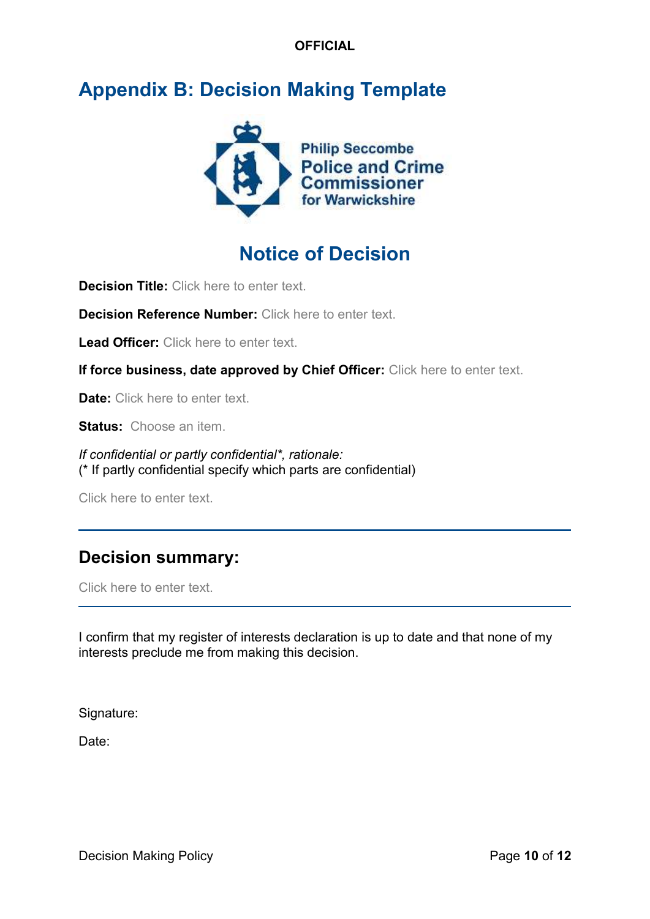OFFICIAL

# Appendix B: Decision Making Template

Philip Seccombe
Police and Crime Commissioner
for Warwickshire

## Notice of Decision

**Decision Title:** Click here to enter text.

**Decision Reference Number:** Click here to enter text.

**Lead Officer:** Click here to enter text.

**If force business, date approved by Chief Officer:** Click here to enter text.

**Date:** Click here to enter text.

**Status:** Choose an item.

*If confidential or partly confidential*, rationale:*
(* If partly confidential specify which parts are confidential)

Click here to enter text.

---

## Decision summary:

Click here to enter text.

---

I confirm that my register of interests declaration is up to date and that none of my interests preclude me from making this decision.

Signature:

Date: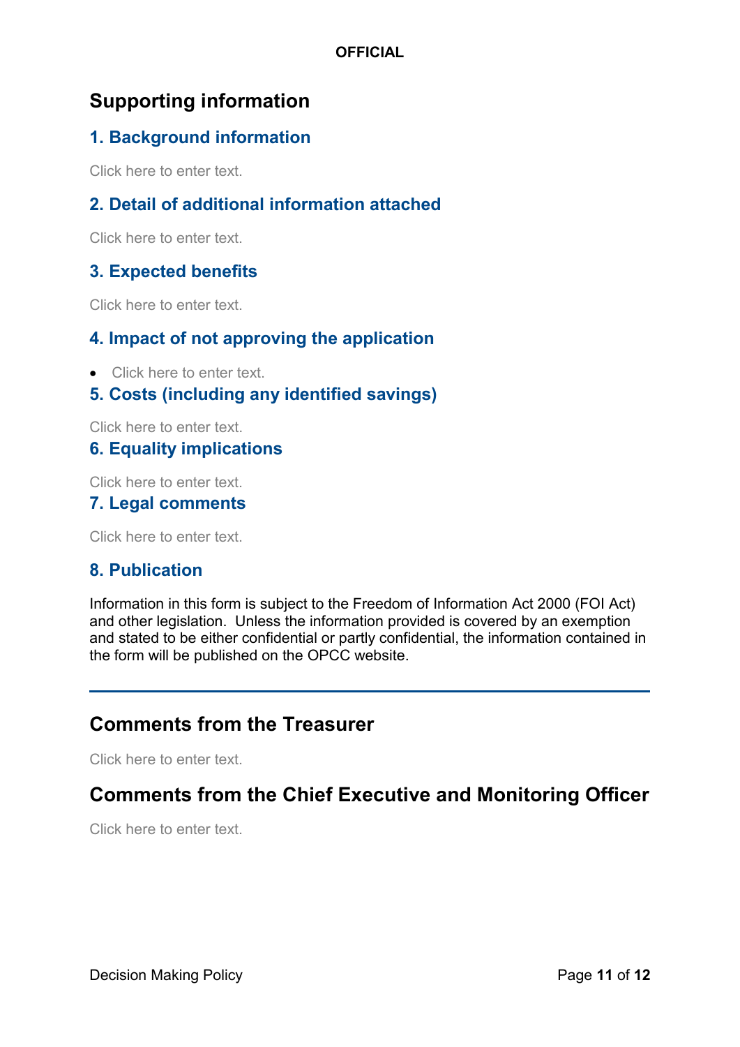## Supporting information

### 1. Background information

Click here to enter text.

### 2. Detail of additional information attached

Click here to enter text.

### 3. Expected benefits

Click here to enter text.

### 4. Impact of not approving the application

- Click here to enter text.

### 5. Costs (including any identified savings)

Click here to enter text.

### 6. Equality implications

Click here to enter text.

### 7. Legal comments

Click here to enter text.

### 8. Publication

Information in this form is subject to the Freedom of Information Act 2000 (FOI Act) and other legislation. Unless the information provided is covered by an exemption and stated to be either confidential or partly confidential, the information contained in the form will be published on the OPCC website.

---

## Comments from the Treasurer

Click here to enter text.

## Comments from the Chief Executive and Monitoring Officer

Click here to enter text.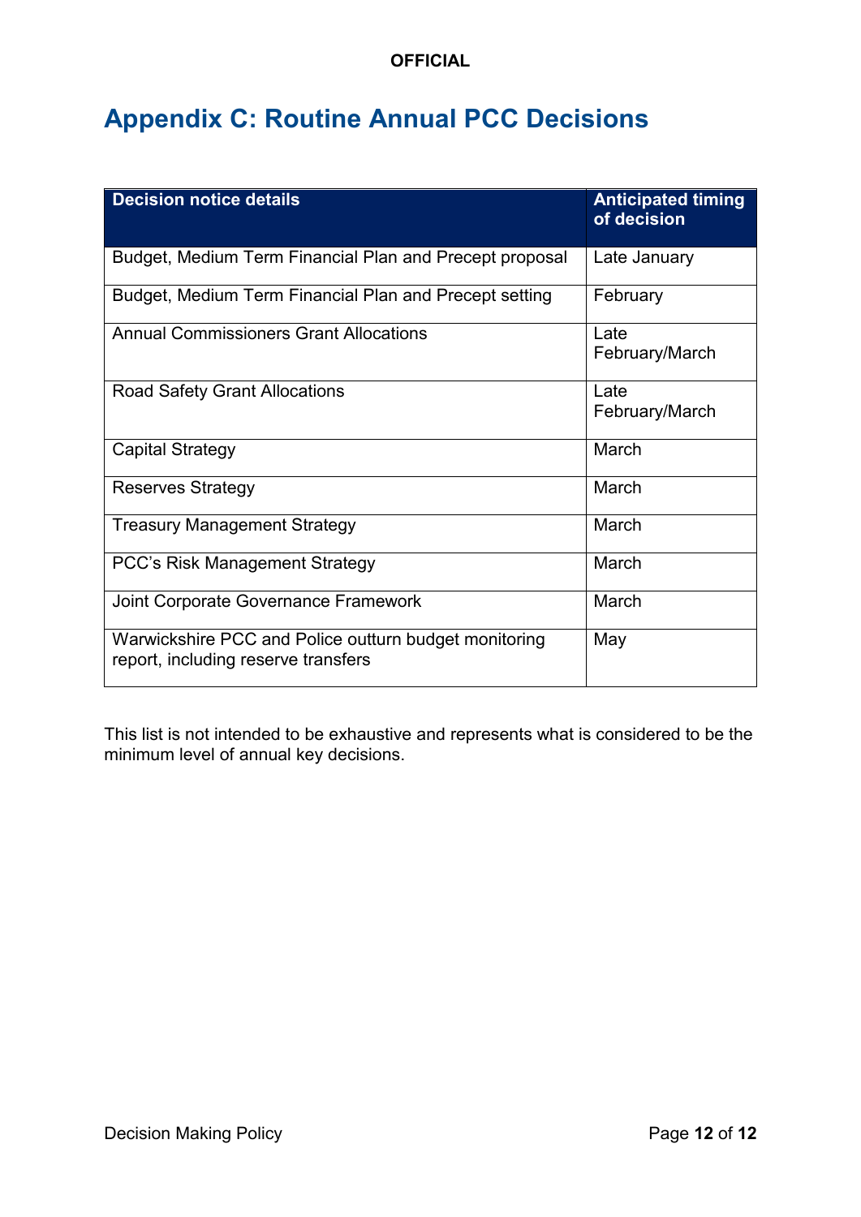# Appendix C: Routine Annual PCC Decisions

| Decision notice details | Anticipated timing of decision |
|---|---|
| Budget, Medium Term Financial Plan and Precept proposal | Late January |
| Budget, Medium Term Financial Plan and Precept setting | February |
| Annual Commissioners Grant Allocations | Late February/March |
| Road Safety Grant Allocations | Late February/March |
| Capital Strategy | March |
| Reserves Strategy | March |
| Treasury Management Strategy | March |
| PCC's Risk Management Strategy | March |
| Joint Corporate Governance Framework | March |
| Warwickshire PCC and Police outturn budget monitoring report, including reserve transfers | May |

This list is not intended to be exhaustive and represents what is considered to be the minimum level of annual key decisions.